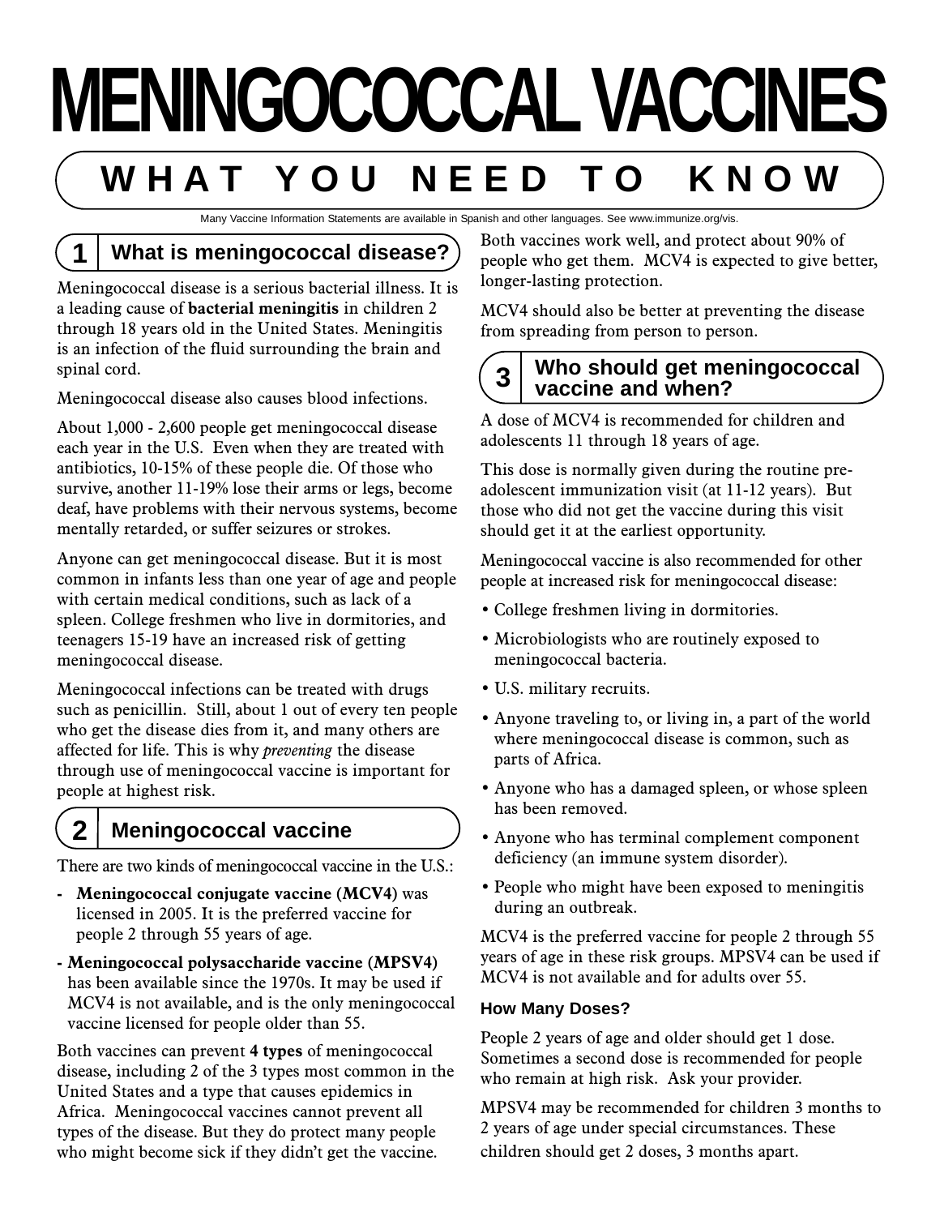# MENINGOCOCCAL VACCINES

## WHAT YOU NEED TO KNOW

Many Vaccine Information Statements are available in Spanish and other languages. See www.immunize.org/vis.

## 1 What is meningococcal disease?

Meningococcal disease is a serious bacterial illness. It is a leading cause of **bacterial meningitis** in children 2 through 18 years old in the United States. Meningitis is an infection of the fluid surrounding the brain and spinal cord.

Meningococcal disease also causes blood infections.

About 1,000 - 2,600 people get meningococcal disease each year in the U.S. Even when they are treated with antibiotics, 10-15% of these people die. Of those who survive, another 11-19% lose their arms or legs, become deaf, have problems with their nervous systems, become mentally retarded, or suffer seizures or strokes.

Anyone can get meningococcal disease. But it is most common in infants less than one year of age and people with certain medical conditions, such as lack of a spleen. College freshmen who live in dormitories, and teenagers 15-19 have an increased risk of getting meningococcal disease.

Meningococcal infections can be treated with drugs such as penicillin. Still, about 1 out of every ten people who get the disease dies from it, and many others are affected for life. This is why *preventing* the disease through use of meningococcal vaccine is important for people at highest risk.

## 2 Meningococcal vaccine

There are two kinds of meningococcal vaccine in the U.S.:

- **Meningococcal conjugate vaccine (MCV4)** was licensed in 2005. It is the preferred vaccine for people 2 through 55 years of age.
- **Meningococcal polysaccharide vaccine (MPSV4)** has been available since the 1970s. It may be used if MCV4 is not available, and is the only meningococcal vaccine licensed for people older than 55.

Both vaccines can prevent **4 types** of meningococcal disease, including 2 of the 3 types most common in the United States and a type that causes epidemics in Africa. Meningococcal vaccines cannot prevent all types of the disease. But they do protect many people who might become sick if they didn't get the vaccine.

Both vaccines work well, and protect about 90% of people who get them. MCV4 is expected to give better, longer-lasting protection.

MCV4 should also be better at preventing the disease from spreading from person to person.

## 3 Who should get meningococcal vaccine and when?

A dose of MCV4 is recommended for children and adolescents 11 through 18 years of age.

This dose is normally given during the routine pre-adolescent immunization visit (at 11-12 years). But those who did not get the vaccine during this visit should get it at the earliest opportunity.

Meningococcal vaccine is also recommended for other people at increased risk for meningococcal disease:

- College freshmen living in dormitories.
- Microbiologists who are routinely exposed to meningococcal bacteria.
- U.S. military recruits.
- Anyone traveling to, or living in, a part of the world where meningococcal disease is common, such as parts of Africa.
- Anyone who has a damaged spleen, or whose spleen has been removed.
- Anyone who has terminal complement component deficiency (an immune system disorder).
- People who might have been exposed to meningitis during an outbreak.

MCV4 is the preferred vaccine for people 2 through 55 years of age in these risk groups. MPSV4 can be used if MCV4 is not available and for adults over 55.

### How Many Doses?

People 2 years of age and older should get 1 dose. Sometimes a second dose is recommended for people who remain at high risk. Ask your provider.

MPSV4 may be recommended for children 3 months to 2 years of age under special circumstances. These children should get 2 doses, 3 months apart.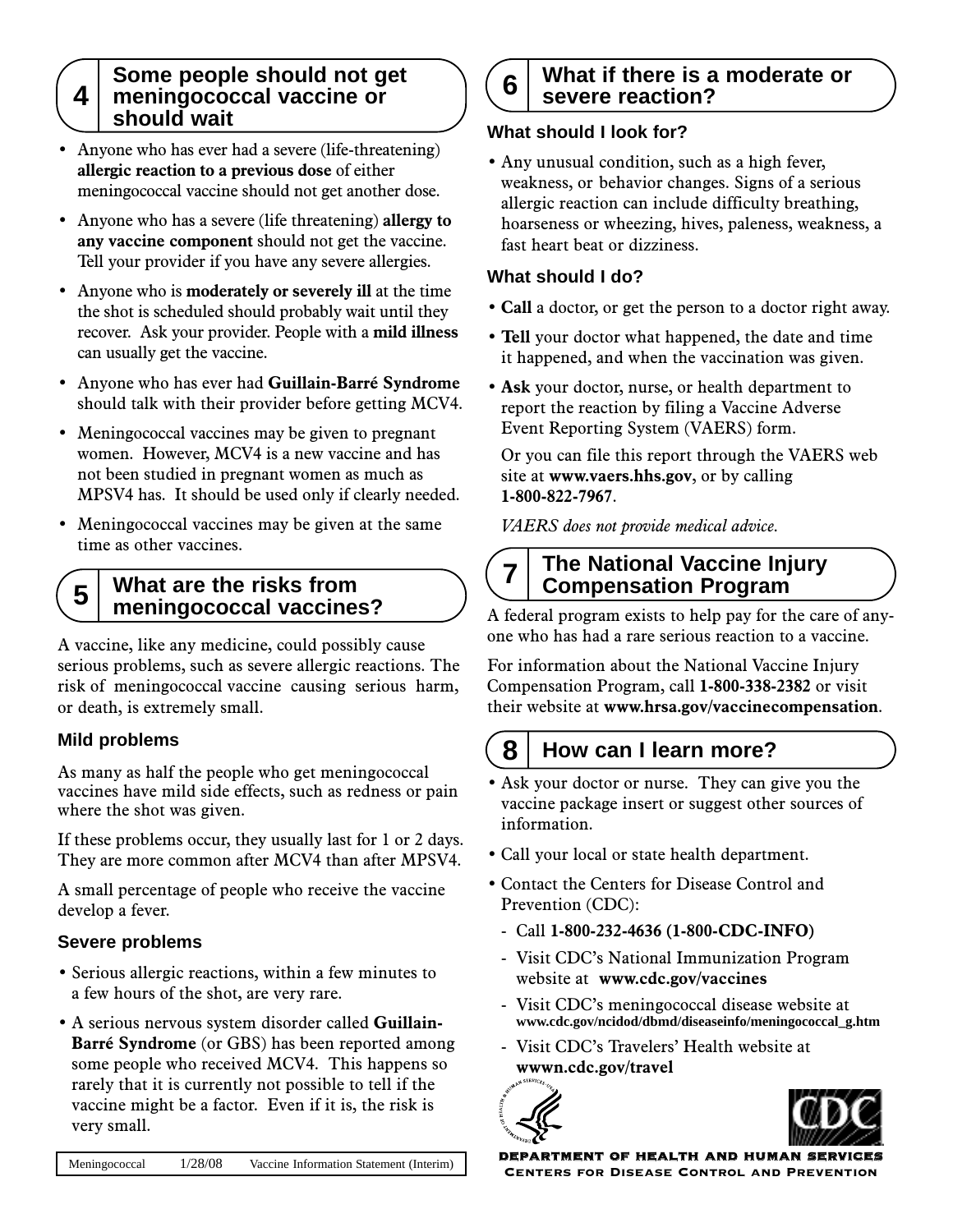## 4 Some people should not get meningococcal vaccine or should wait

- Anyone who has ever had a severe (life-threatening) **allergic reaction to a previous dose** of either meningococcal vaccine should not get another dose.
- Anyone who has a severe (life threatening) **allergy to any vaccine component** should not get the vaccine. Tell your provider if you have any severe allergies.
- Anyone who is **moderately or severely ill** at the time the shot is scheduled should probably wait until they recover. Ask your provider. People with a **mild illness** can usually get the vaccine.
- Anyone who has ever had **Guillain-Barré Syndrome** should talk with their provider before getting MCV4.
- Meningococcal vaccines may be given to pregnant women. However, MCV4 is a new vaccine and has not been studied in pregnant women as much as MPSV4 has. It should be used only if clearly needed.
- Meningococcal vaccines may be given at the same time as other vaccines.

## 5 What are the risks from meningococcal vaccines?

A vaccine, like any medicine, could possibly cause serious problems, such as severe allergic reactions. The risk of meningococcal vaccine causing serious harm, or death, is extremely small.

### Mild problems

As many as half the people who get meningococcal vaccines have mild side effects, such as redness or pain where the shot was given.

If these problems occur, they usually last for 1 or 2 days. They are more common after MCV4 than after MPSV4.

A small percentage of people who receive the vaccine develop a fever.

### Severe problems

- Serious allergic reactions, within a few minutes to a few hours of the shot, are very rare.
- A serious nervous system disorder called **Guillain-Barré Syndrome** (or GBS) has been reported among some people who received MCV4. This happens so rarely that it is currently not possible to tell if the vaccine might be a factor. Even if it is, the risk is very small.

## 6 What if there is a moderate or severe reaction?

### What should I look for?

- Any unusual condition, such as a high fever, weakness, or behavior changes. Signs of a serious allergic reaction can include difficulty breathing, hoarseness or wheezing, hives, paleness, weakness, a fast heart beat or dizziness.

### What should I do?

- **Call** a doctor, or get the person to a doctor right away.
- **Tell** your doctor what happened, the date and time it happened, and when the vaccination was given.
- **Ask** your doctor, nurse, or health department to report the reaction by filing a Vaccine Adverse Event Reporting System (VAERS) form.

  Or you can file this report through the VAERS web site at **www.vaers.hhs.gov**, or by calling **1-800-822-7967**.

  *VAERS does not provide medical advice.*

## 7 The National Vaccine Injury Compensation Program

A federal program exists to help pay for the care of anyone who has had a rare serious reaction to a vaccine.

For information about the National Vaccine Injury Compensation Program, call **1-800-338-2382** or visit their website at **www.hrsa.gov/vaccinecompensation**.

## 8 How can I learn more?

- Ask your doctor or nurse. They can give you the vaccine package insert or suggest other sources of information.
- Call your local or state health department.
- Contact the Centers for Disease Control and Prevention (CDC):
  - Call **1-800-232-4636 (1-800-CDC-INFO)**
  - Visit CDC's National Immunization Program website at **www.cdc.gov/vaccines**
  - Visit CDC's meningococcal disease website at **www.cdc.gov/ncidod/dbmd/diseaseinfo/meningococcal_g.htm**
  - Visit CDC's Travelers' Health website at **wwwn.cdc.gov/travel**

DEPARTMENT OF HEALTH AND HUMAN SERVICES
CENTERS FOR DISEASE CONTROL AND PREVENTION

Meningococcal 1/28/08 Vaccine Information Statement (Interim)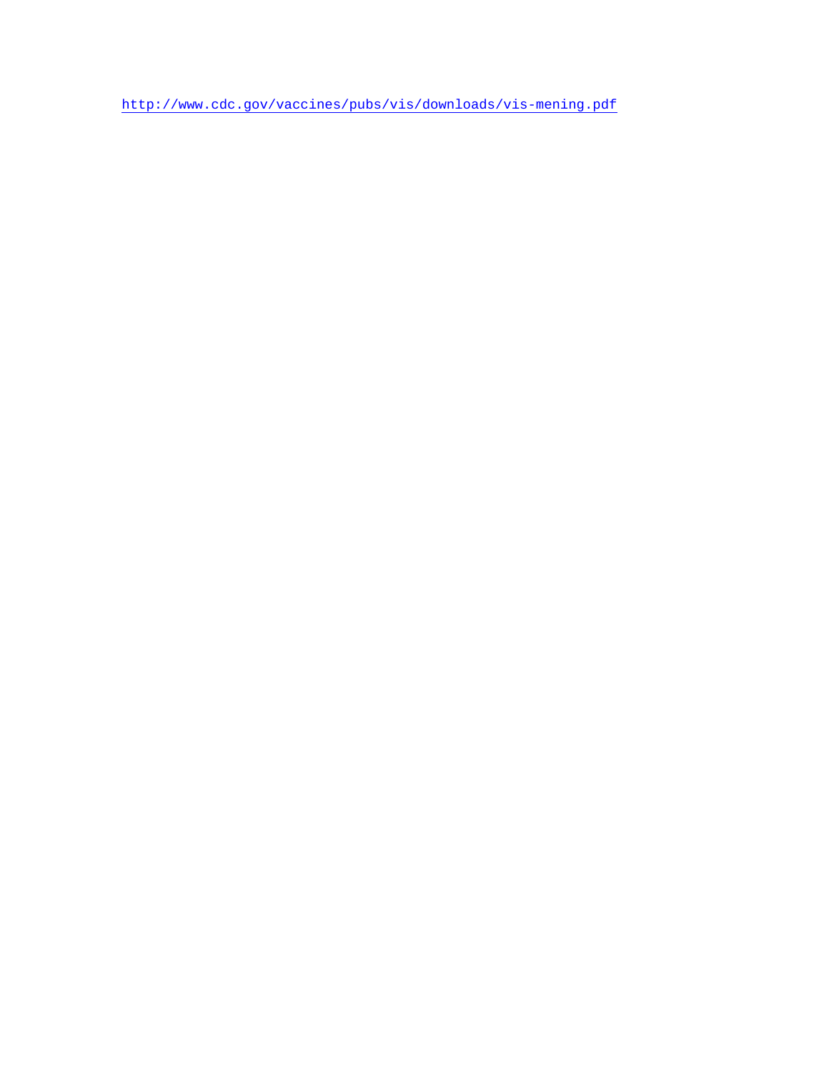http://www.cdc.gov/vaccines/pubs/vis/downloads/vis-mening.pdf